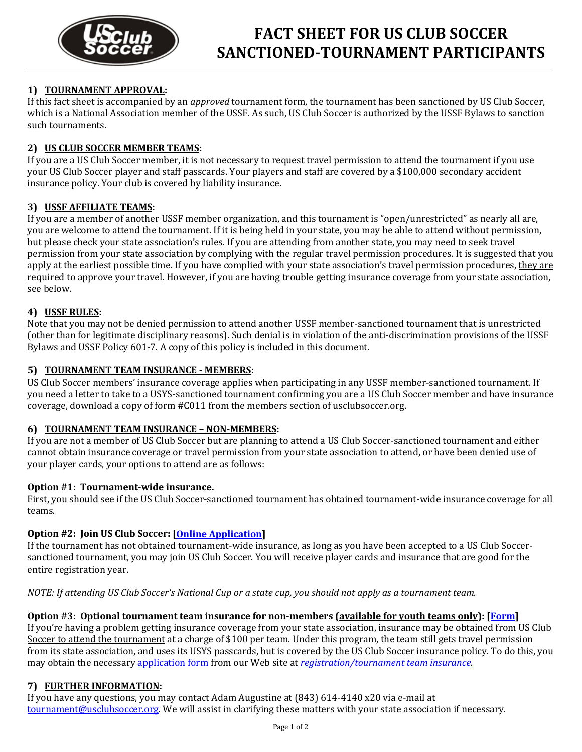# FACT SHEET FOR US CLUB SOCCER SANCTIONED-TOURNAMENT PARTICIPANTS

## 1) <u>TOURNAMENT APPROVAL</u>:

If this fact sheet is accompanied by an *approved* tournament form, the tournament has been sanctioned by US Club Soccer, which is a National Association member of the USSF. As such, US Club Soccer is authorized by the USSF Bylaws to sanction such tournaments.

## 2) <u>US CLUB SOCCER MEMBER TEAMS</u>:

If you are a US Club Soccer member, it is not necessary to request travel permission to attend the tournament if you use your US Club Soccer player and staff passcards. Your players and staff are covered by a $100,000 secondary accident insurance policy. Your club is covered by liability insurance.

## 3) <u>USSF AFFILIATE TEAMS</u>:

If you are a member of another USSF member organization, and this tournament is "open/unrestricted" as nearly all are, you are welcome to attend the tournament. If it is being held in your state, you may be able to attend without permission, but please check your state association's rules. If you are attending from another state, you may need to seek travel permission from your state association by complying with the regular travel permission procedures. It is suggested that you apply at the earliest possible time. If you have complied with your state association's travel permission procedures, <u>they are required to approve your travel</u>. However, if you are having trouble getting insurance coverage from your state association, see below.

## 4) <u>USSF RULES</u>:

Note that you <u>may not be denied permission</u> to attend another USSF member-sanctioned tournament that is unrestricted (other than for legitimate disciplinary reasons). Such denial is in violation of the anti-discrimination provisions of the USSF Bylaws and USSF Policy 601-7. A copy of this policy is included in this document.

## 5) <u>TOURNAMENT TEAM INSURANCE - MEMBERS</u>:

US Club Soccer members' insurance coverage applies when participating in any USSF member-sanctioned tournament. If you need a letter to take to a USYS-sanctioned tournament confirming you are a US Club Soccer member and have insurance coverage, download a copy of form #C011 from the members section of usclubsoccer.org.

## 6) <u>TOURNAMENT TEAM INSURANCE – NON-MEMBERS</u>:

If you are not a member of US Club Soccer but are planning to attend a US Club Soccer-sanctioned tournament and either cannot obtain insurance coverage or travel permission from your state association to attend, or have been denied use of your player cards, your options to attend are as follows:

### Option #1: Tournament-wide insurance.

First, you should see if the US Club Soccer-sanctioned tournament has obtained tournament-wide insurance coverage for all teams.

### Option #2: Join US Club Soccer: [Online Application]

If the tournament has not obtained tournament-wide insurance, as long as you have been accepted to a US Club Soccer-sanctioned tournament, you may join US Club Soccer. You will receive player cards and insurance that are good for the entire registration year.

*NOTE: If attending US Club Soccer's National Cup or a state cup, you should not apply as a tournament team.*

### Option #3: Optional tournament team insurance for non-members (<u>available for youth teams only</u>): [Form]

If you're having a problem getting insurance coverage from your state association, <u>insurance may be obtained from US Club Soccer to attend the tournament</u> at a charge of $100 per team. Under this program, the team still gets travel permission from its state association, and uses its USYS passcards, but is covered by the US Club Soccer insurance policy. To do this, you may obtain the necessary application form from our Web site at *registration/tournament team insurance*.

## 7) <u>FURTHER INFORMATION</u>:

If you have any questions, you may contact Adam Augustine at (843) 614-4140 x20 via e-mail at tournament@usclubsoccer.org. We will assist in clarifying these matters with your state association if necessary.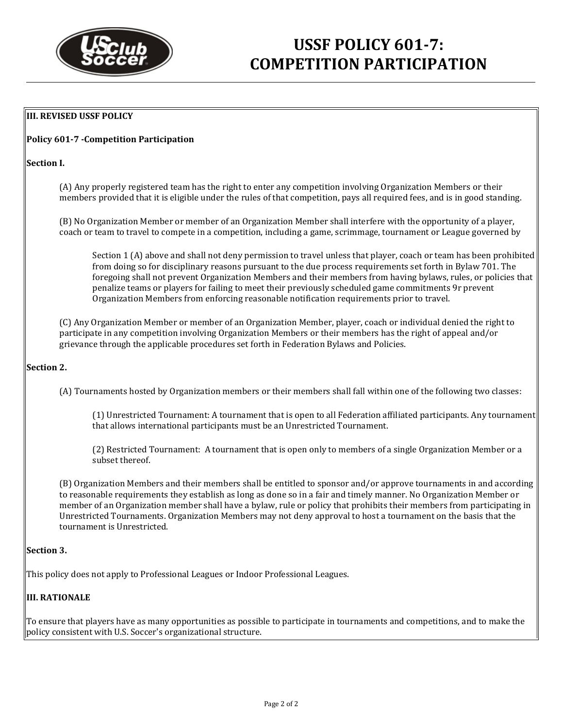# USSF POLICY 601-7: COMPETITION PARTICIPATION

**III. REVISED USSF POLICY**

**Policy 601-7 -Competition Participation**

**Section I.**

(A) Any properly registered team has the right to enter any competition involving Organization Members or their members provided that it is eligible under the rules of that competition, pays all required fees, and is in good standing.

(B) No Organization Member or member of an Organization Member shall interfere with the opportunity of a player, coach or team to travel to compete in a competition, including a game, scrimmage, tournament or League governed by

Section 1 (A) above and shall not deny permission to travel unless that player, coach or team has been prohibited from doing so for disciplinary reasons pursuant to the due process requirements set forth in Bylaw 701. The foregoing shall not prevent Organization Members and their members from having bylaws, rules, or policies that penalize teams or players for failing to meet their previously scheduled game commitments 9r prevent Organization Members from enforcing reasonable notification requirements prior to travel.

(C) Any Organization Member or member of an Organization Member, player, coach or individual denied the right to participate in any competition involving Organization Members or their members has the right of appeal and/or grievance through the applicable procedures set forth in Federation Bylaws and Policies.

**Section 2.**

(A) Tournaments hosted by Organization members or their members shall fall within one of the following two classes:

(1) Unrestricted Tournament: A tournament that is open to all Federation affiliated participants. Any tournament that allows international participants must be an Unrestricted Tournament.

(2) Restricted Tournament: A tournament that is open only to members of a single Organization Member or a subset thereof.

(B) Organization Members and their members shall be entitled to sponsor and/or approve tournaments in and according to reasonable requirements they establish as long as done so in a fair and timely manner. No Organization Member or member of an Organization member shall have a bylaw, rule or policy that prohibits their members from participating in Unrestricted Tournaments. Organization Members may not deny approval to host a tournament on the basis that the tournament is Unrestricted.

**Section 3.**

This policy does not apply to Professional Leagues or Indoor Professional Leagues.

**III. RATIONALE**

To ensure that players have as many opportunities as possible to participate in tournaments and competitions, and to make the policy consistent with U.S. Soccer's organizational structure.